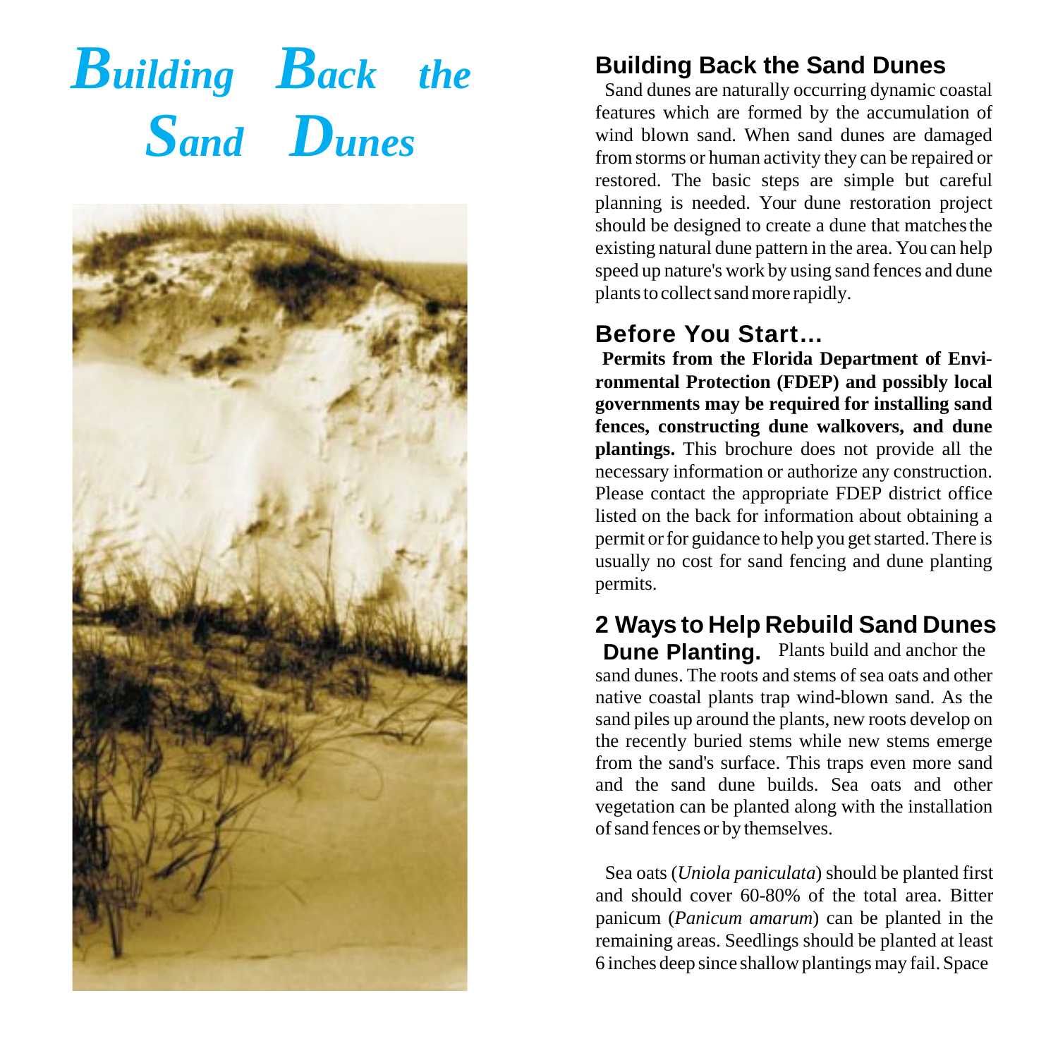# Building Back the Sand Dunes

## Building Back the Sand Dunes

Sand dunes are naturally occurring dynamic coastal features which are formed by the accumulation of wind blown sand. When sand dunes are damaged from storms or human activity they can be repaired or restored. The basic steps are simple but careful planning is needed. Your dune restoration project should be designed to create a dune that matches the existing natural dune pattern in the area. You can help speed up nature's work by using sand fences and dune plants to collect sand more rapidly.

## Before You Start...

**Permits from the Florida Department of Environmental Protection (FDEP) and possibly local governments may be required for installing sand fences, constructing dune walkovers, and dune plantings.** This brochure does not provide all the necessary information or authorize any construction. Please contact the appropriate FDEP district office listed on the back for information about obtaining a permit or for guidance to help you get started. There is usually no cost for sand fencing and dune planting permits.

## 2 Ways to Help Rebuild Sand Dunes

**Dune Planting.** Plants build and anchor the sand dunes. The roots and stems of sea oats and other native coastal plants trap wind-blown sand. As the sand piles up around the plants, new roots develop on the recently buried stems while new stems emerge from the sand's surface. This traps even more sand and the sand dune builds. Sea oats and other vegetation can be planted along with the installation of sand fences or by themselves.

Sea oats (*Uniola paniculata*) should be planted first and should cover 60-80% of the total area. Bitter panicum (*Panicum amarum*) can be planted in the remaining areas. Seedlings should be planted at least 6 inches deep since shallow plantings may fail. Space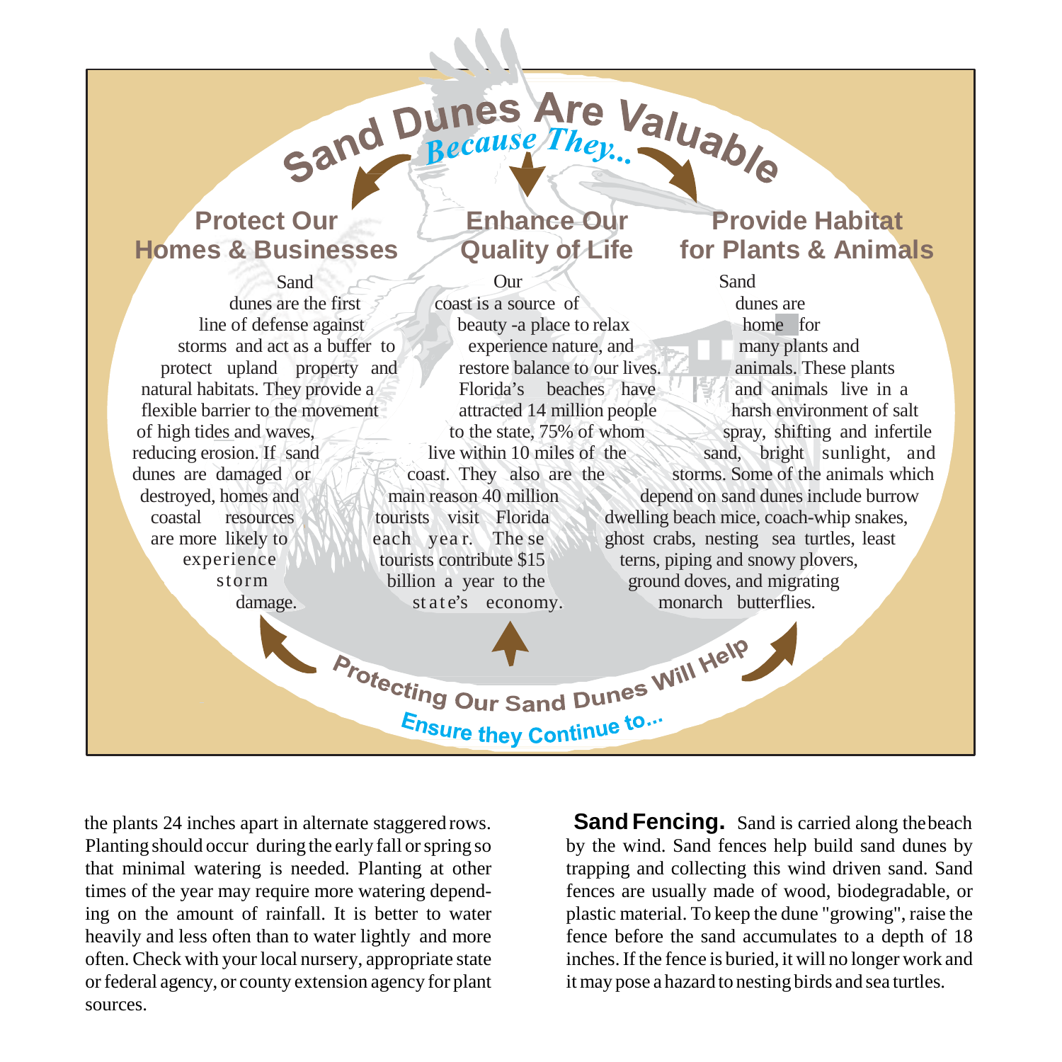# Sand Dunes Are Valuable *Because They...*

## Protect Our Homes & Businesses

Sand dunes are the first line of defense against storms and act as a buffer to protect upland property and natural habitats. They provide a flexible barrier to the movement of high tides and waves, reducing erosion. If sand dunes are damaged or destroyed, homes and coastal resources are more likely to experience storm damage.

## Enhance Our Quality of Life

Our coast is a source of beauty -a place to relax experience nature, and restore balance to our lives. Florida's beaches have attracted 14 million people to the state, 75% of whom live within 10 miles of the coast. They also are the main reason 40 million tourists visit Florida each year. These tourists contribute $15 billion a year to the state's economy.

## Provide Habitat for Plants & Animals

Sand dunes are home for many plants and animals. These plants and animals live in a harsh environment of salt spray, shifting and infertile sand, bright sunlight, and storms. Some of the animals which depend on sand dunes include burrow dwelling beach mice, coach-whip snakes, ghost crabs, nesting sea turtles, least terns, piping and snowy plovers, ground doves, and migrating monarch butterflies.

**Protecting Our Sand Dunes Will Help Ensure they Continue to...**

the plants 24 inches apart in alternate staggered rows. Planting should occur during the early fall or spring so that minimal watering is needed. Planting at other times of the year may require more watering depending on the amount of rainfall. It is better to water heavily and less often than to water lightly and more often. Check with your local nursery, appropriate state or federal agency, or county extension agency for plant sources.

**Sand Fencing.** Sand is carried along the beach by the wind. Sand fences help build sand dunes by trapping and collecting this wind driven sand. Sand fences are usually made of wood, biodegradable, or plastic material. To keep the dune "growing", raise the fence before the sand accumulates to a depth of 18 inches. If the fence is buried, it will no longer work and it may pose a hazard to nesting birds and sea turtles.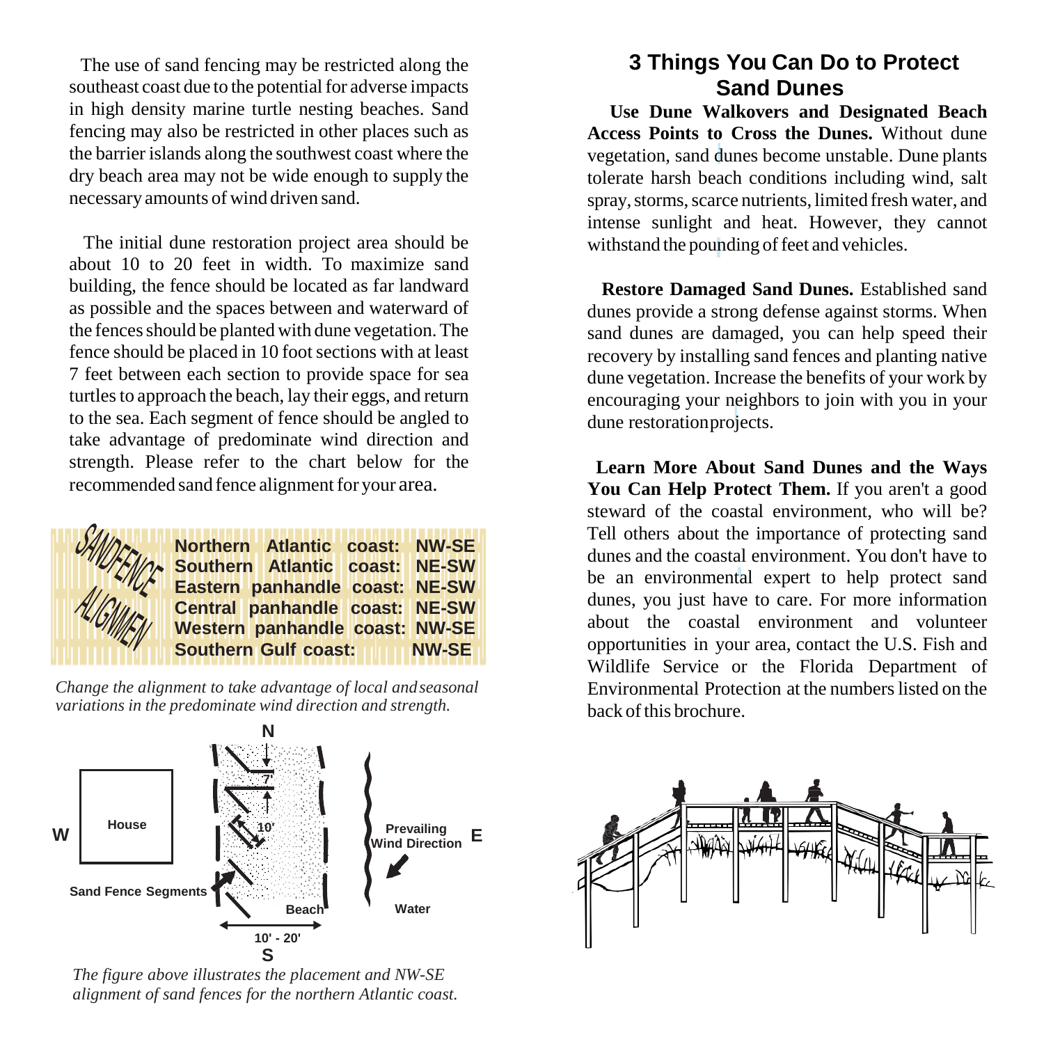The use of sand fencing may be restricted along the southeast coast due to the potential for adverse impacts in high density marine turtle nesting beaches. Sand fencing may also be restricted in other places such as the barrier islands along the southwest coast where the dry beach area may not be wide enough to supply the necessary amounts of wind driven sand.

The initial dune restoration project area should be about 10 to 20 feet in width. To maximize sand building, the fence should be located as far landward as possible and the spaces between and waterward of the fences should be planted with dune vegetation. The fence should be placed in 10 foot sections with at least 7 feet between each section to provide space for sea turtles to approach the beach, lay their eggs, and return to the sea. Each segment of fence should be angled to take advantage of predominate wind direction and strength. Please refer to the chart below for the recommended sand fence alignment for your area.

**SAND FENCE ALIGNMENT**

| Location | Alignment |
|---|---|
| **Northern Atlantic coast:** | **NW-SE** |
| **Southern Atlantic coast:** | **NE-SW** |
| **Eastern panhandle coast:** | **NE-SW** |
| **Central panhandle coast:** | **NE-SW** |
| **Western panhandle coast:** | **NW-SE** |
| **Southern Gulf coast:** | **NW-SE** |

*Change the alignment to take advantage of local and seasonal variations in the predominate wind direction and strength.*

*The figure above illustrates the placement and NW-SE alignment of sand fences for the northern Atlantic coast.*

## 3 Things You Can Do to Protect Sand Dunes

**Use Dune Walkovers and Designated Beach Access Points to Cross the Dunes.** Without dune vegetation, sand dunes become unstable. Dune plants tolerate harsh beach conditions including wind, salt spray, storms, scarce nutrients, limited fresh water, and intense sunlight and heat. However, they cannot withstand the pounding of feet and vehicles.

**Restore Damaged Sand Dunes.** Established sand dunes provide a strong defense against storms. When sand dunes are damaged, you can help speed their recovery by installing sand fences and planting native dune vegetation. Increase the benefits of your work by encouraging your neighbors to join with you in your dune restoration projects.

**Learn More About Sand Dunes and the Ways You Can Help Protect Them.** If you aren't a good steward of the coastal environment, who will be? Tell others about the importance of protecting sand dunes and the coastal environment. You don't have to be an environmental expert to help protect sand dunes, you just have to care. For more information about the coastal environment and volunteer opportunities in your area, contact the U.S. Fish and Wildlife Service or the Florida Department of Environmental Protection at the numbers listed on the back of this brochure.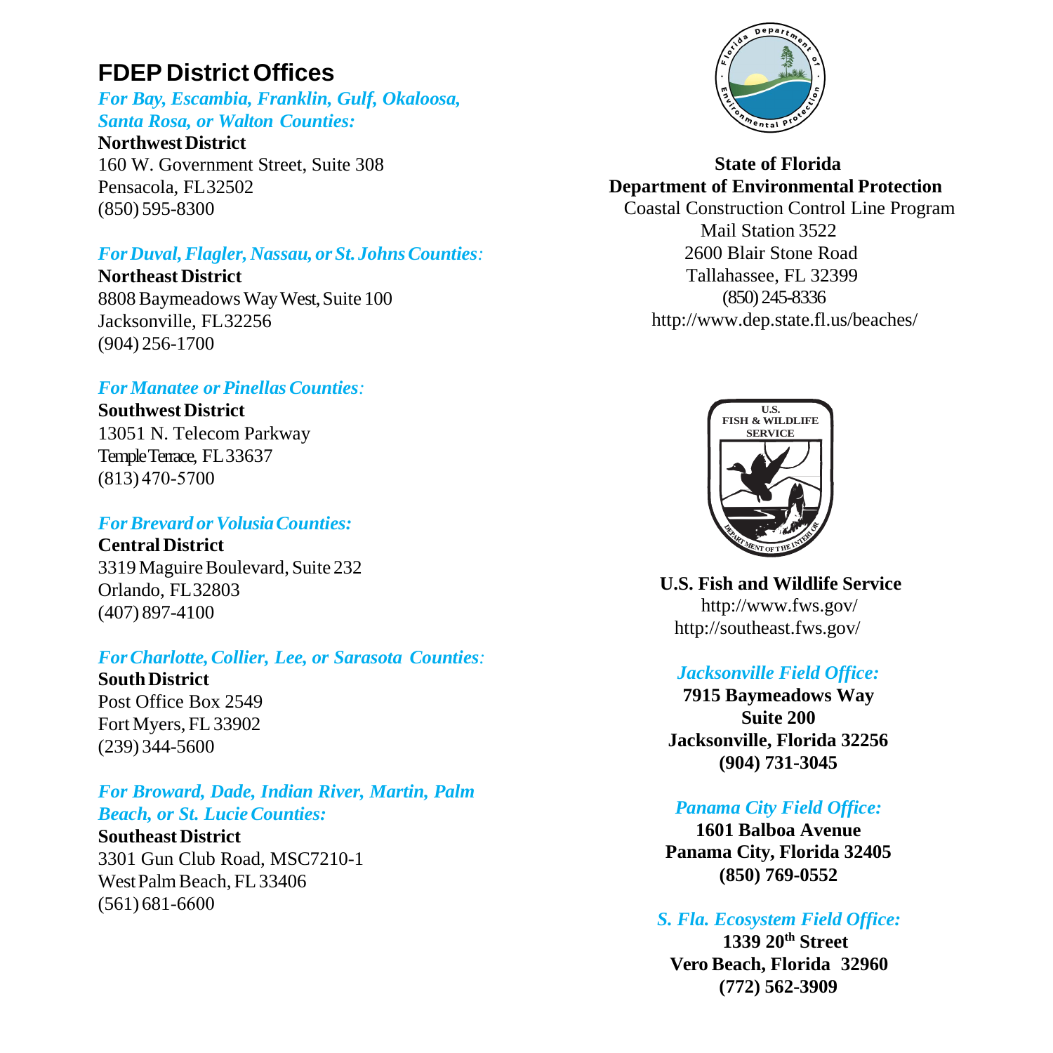## FDEP District Offices

***For Bay, Escambia, Franklin, Gulf, Okaloosa, Santa Rosa, or Walton Counties:***

**Northwest District**
160 W. Government Street, Suite 308
Pensacola, FL 32502
(850) 595-8300

***For Duval, Flagler, Nassau, or St. Johns Counties:***

**Northeast District**
8808 Baymeadows Way West, Suite 100
Jacksonville, FL 32256
(904) 256-1700

***For Manatee or Pinellas Counties:***

**Southwest District**
13051 N. Telecom Parkway
Temple Terrace, FL 33637
(813) 470-5700

***For Brevard or Volusia Counties:***

**Central District**
3319 Maguire Boulevard, Suite 232
Orlando, FL 32803
(407) 897-4100

***For Charlotte, Collier, Lee, or Sarasota Counties:***

**South District**
Post Office Box 2549
Fort Myers, FL 33902
(239) 344-5600

***For Broward, Dade, Indian River, Martin, Palm Beach, or St. Lucie Counties:***

**Southeast District**
3301 Gun Club Road, MSC7210-1
West Palm Beach, FL 33406
(561) 681-6600

**State of Florida**
**Department of Environmental Protection**
Coastal Construction Control Line Program
Mail Station 3522
2600 Blair Stone Road
Tallahassee, FL 32399
(850) 245-8336
http://www.dep.state.fl.us/beaches/

**U.S. Fish and Wildlife Service**
http://www.fws.gov/
http://southeast.fws.gov/

***Jacksonville Field Office:***

**7915 Baymeadows Way**
**Suite 200**
**Jacksonville, Florida 32256**
**(904) 731-3045**

***Panama City Field Office:***

**1601 Balboa Avenue**
**Panama City, Florida 32405**
**(850) 769-0552**

***S. Fla. Ecosystem Field Office:***

**1339 20th Street**
**Vero Beach, Florida 32960**
**(772) 562-3909**